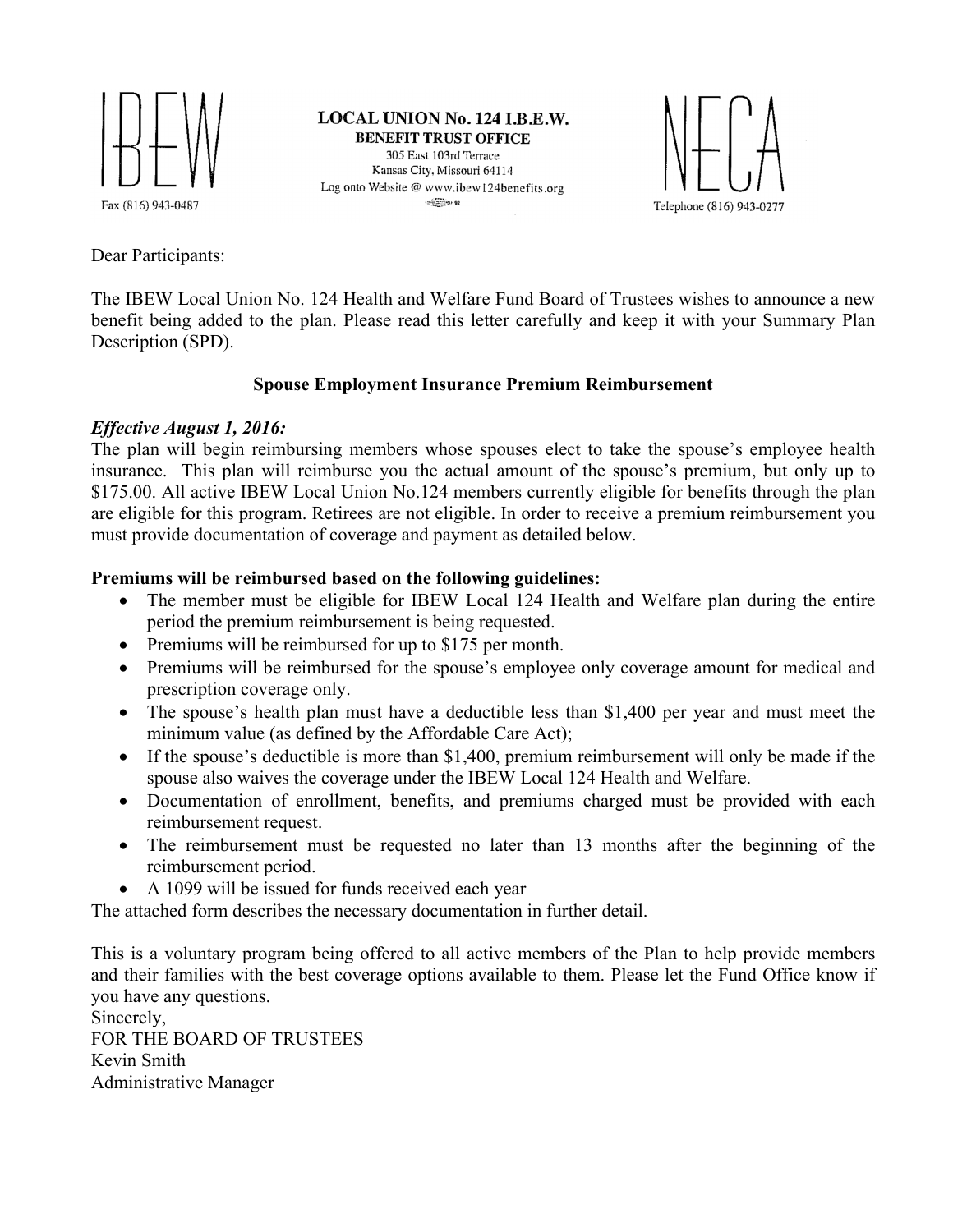IBEW

**LOCAL UNION No. 124 I.B.E.W.**
**BENEFIT TRUST OFFICE**
305 East 103rd Terrace
Kansas City, Missouri 64114
Log onto Website @ www.ibew124benefits.org

NECA

Fax (816) 943-0487

Telephone (816) 943-0277

Dear Participants:

The IBEW Local Union No. 124 Health and Welfare Fund Board of Trustees wishes to announce a new benefit being added to the plan. Please read this letter carefully and keep it with your Summary Plan Description (SPD).

**Spouse Employment Insurance Premium Reimbursement**

***Effective August 1, 2016:***
The plan will begin reimbursing members whose spouses elect to take the spouse's employee health insurance. This plan will reimburse you the actual amount of the spouse's premium, but only up to $175.00. All active IBEW Local Union No.124 members currently eligible for benefits through the plan are eligible for this program. Retirees are not eligible. In order to receive a premium reimbursement you must provide documentation of coverage and payment as detailed below.

**Premiums will be reimbursed based on the following guidelines:**

- The member must be eligible for IBEW Local 124 Health and Welfare plan during the entire period the premium reimbursement is being requested.
- Premiums will be reimbursed for up to $175 per month.
- Premiums will be reimbursed for the spouse's employee only coverage amount for medical and prescription coverage only.
- The spouse's health plan must have a deductible less than $1,400 per year and must meet the minimum value (as defined by the Affordable Care Act);
- If the spouse's deductible is more than $1,400, premium reimbursement will only be made if the spouse also waives the coverage under the IBEW Local 124 Health and Welfare.
- Documentation of enrollment, benefits, and premiums charged must be provided with each reimbursement request.
- The reimbursement must be requested no later than 13 months after the beginning of the reimbursement period.
- A 1099 will be issued for funds received each year

The attached form describes the necessary documentation in further detail.

This is a voluntary program being offered to all active members of the Plan to help provide members and their families with the best coverage options available to them. Please let the Fund Office know if you have any questions.

Sincerely,
FOR THE BOARD OF TRUSTEES
Kevin Smith
Administrative Manager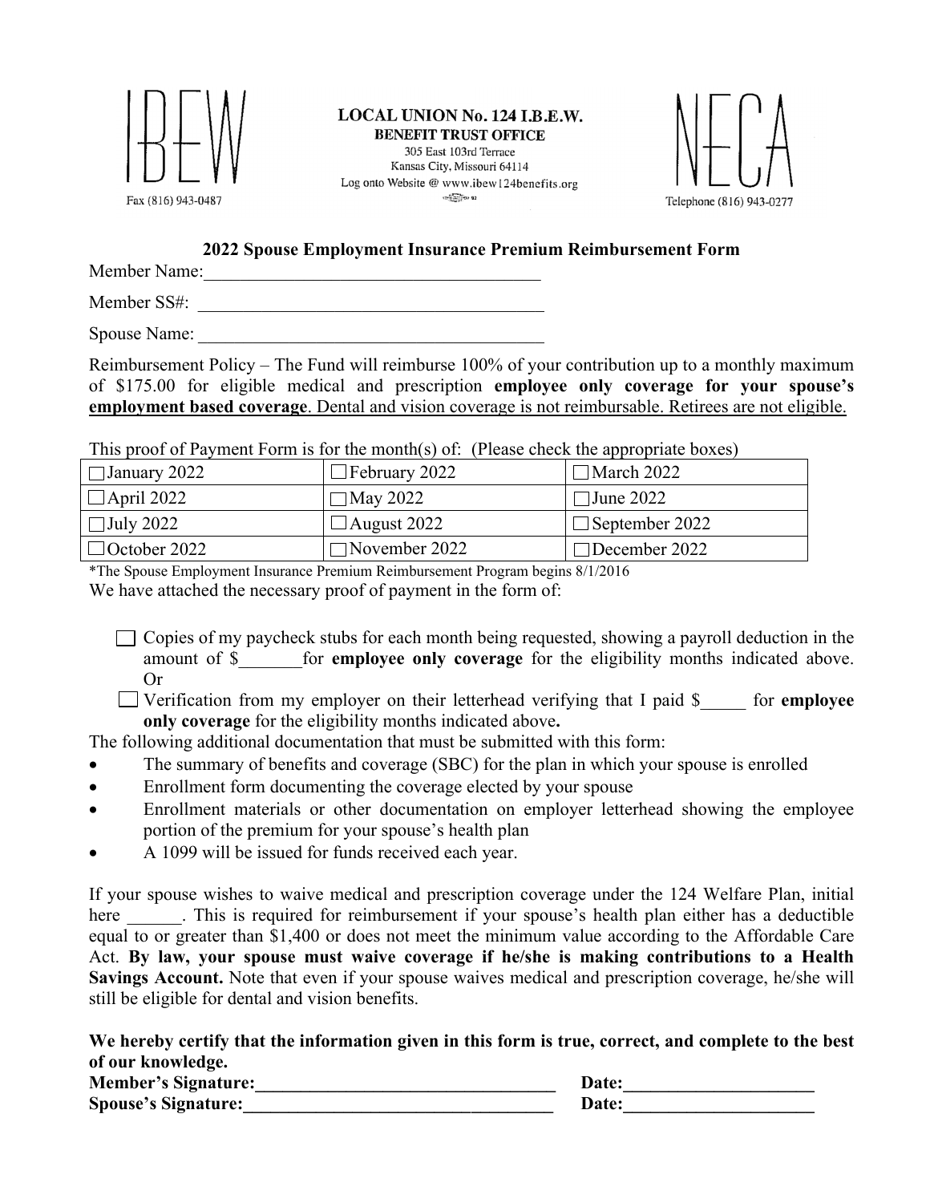IBEW

Fax (816) 943-0487

**LOCAL UNION No. 124 I.B.E.W.**
**BENEFIT TRUST OFFICE**
305 East 103rd Terrace
Kansas City, Missouri 64114
Log onto Website @ www.ibew124benefits.org

NECA

Telephone (816) 943-0277

## 2022 Spouse Employment Insurance Premium Reimbursement Form

Member Name:______________________________________

Member SS#: ______________________________________

Spouse Name: ______________________________________

Reimbursement Policy – The Fund will reimburse 100% of your contribution up to a monthly maximum of $175.00 for eligible medical and prescription **employee only coverage for your spouse's employment based coverage**. Dental and vision coverage is not reimbursable. Retirees are not eligible.

This proof of Payment Form is for the month(s) of: (Please check the appropriate boxes)

| | | |
|---|---|---|
| ☐ January 2022 | ☐ February 2022 | ☐ March 2022 |
| ☐ April 2022 | ☐ May 2022 | ☐ June 2022 |
| ☐ July 2022 | ☐ August 2022 | ☐ September 2022 |
| ☐ October 2022 | ☐ November 2022 | ☐ December 2022 |

*The Spouse Employment Insurance Premium Reimbursement Program begins 8/1/2016

We have attached the necessary proof of payment in the form of:

☐ Copies of my paycheck stubs for each month being requested, showing a payroll deduction in the amount of $_______for **employee only coverage** for the eligibility months indicated above. Or

☐ Verification from my employer on their letterhead verifying that I paid $_____ for **employee only coverage** for the eligibility months indicated above**.**

The following additional documentation that must be submitted with this form:

- The summary of benefits and coverage (SBC) for the plan in which your spouse is enrolled
- Enrollment form documenting the coverage elected by your spouse
- Enrollment materials or other documentation on employer letterhead showing the employee portion of the premium for your spouse's health plan
- A 1099 will be issued for funds received each year.

If your spouse wishes to waive medical and prescription coverage under the 124 Welfare Plan, initial here ______. This is required for reimbursement if your spouse's health plan either has a deductible equal to or greater than $1,400 or does not meet the minimum value according to the Affordable Care Act. **By law, your spouse must waive coverage if he/she is making contributions to a Health Savings Account.** Note that even if your spouse waives medical and prescription coverage, he/she will still be eligible for dental and vision benefits.

**We hereby certify that the information given in this form is true, correct, and complete to the best of our knowledge.**

**Member's Signature:__________________________________ Date:_____________________**

**Spouse's Signature:__________________________________ Date:_____________________**